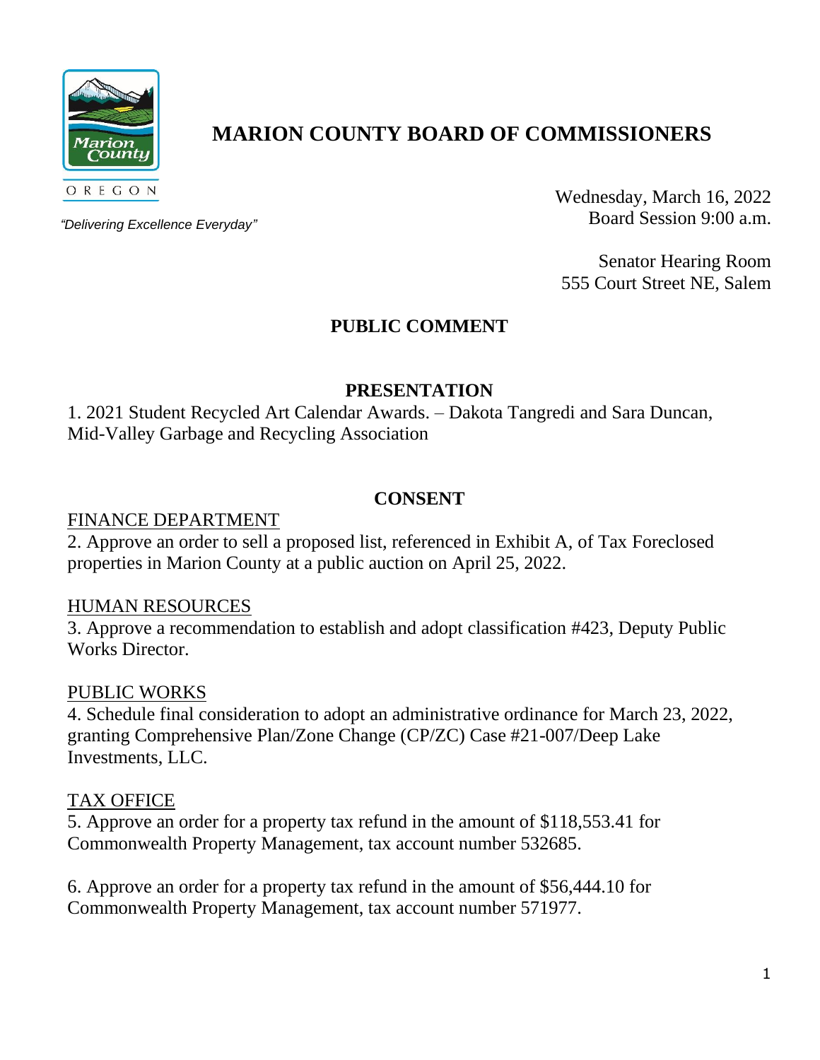# MARION COUNTY BOARD OF COMMISSIONERS

*"Delivering Excellence Everyday"*

Wednesday, March 16, 2022
Board Session 9:00 a.m.

Senator Hearing Room
555 Court Street NE, Salem

## PUBLIC COMMENT

## PRESENTATION

1. 2021 Student Recycled Art Calendar Awards. – Dakota Tangredi and Sara Duncan, Mid-Valley Garbage and Recycling Association

## CONSENT

### FINANCE DEPARTMENT

2. Approve an order to sell a proposed list, referenced in Exhibit A, of Tax Foreclosed properties in Marion County at a public auction on April 25, 2022.

### HUMAN RESOURCES

3. Approve a recommendation to establish and adopt classification #423, Deputy Public Works Director.

### PUBLIC WORKS

4. Schedule final consideration to adopt an administrative ordinance for March 23, 2022, granting Comprehensive Plan/Zone Change (CP/ZC) Case #21-007/Deep Lake Investments, LLC.

### TAX OFFICE

5. Approve an order for a property tax refund in the amount of $118,553.41 for Commonwealth Property Management, tax account number 532685.

6. Approve an order for a property tax refund in the amount of $56,444.10 for Commonwealth Property Management, tax account number 571977.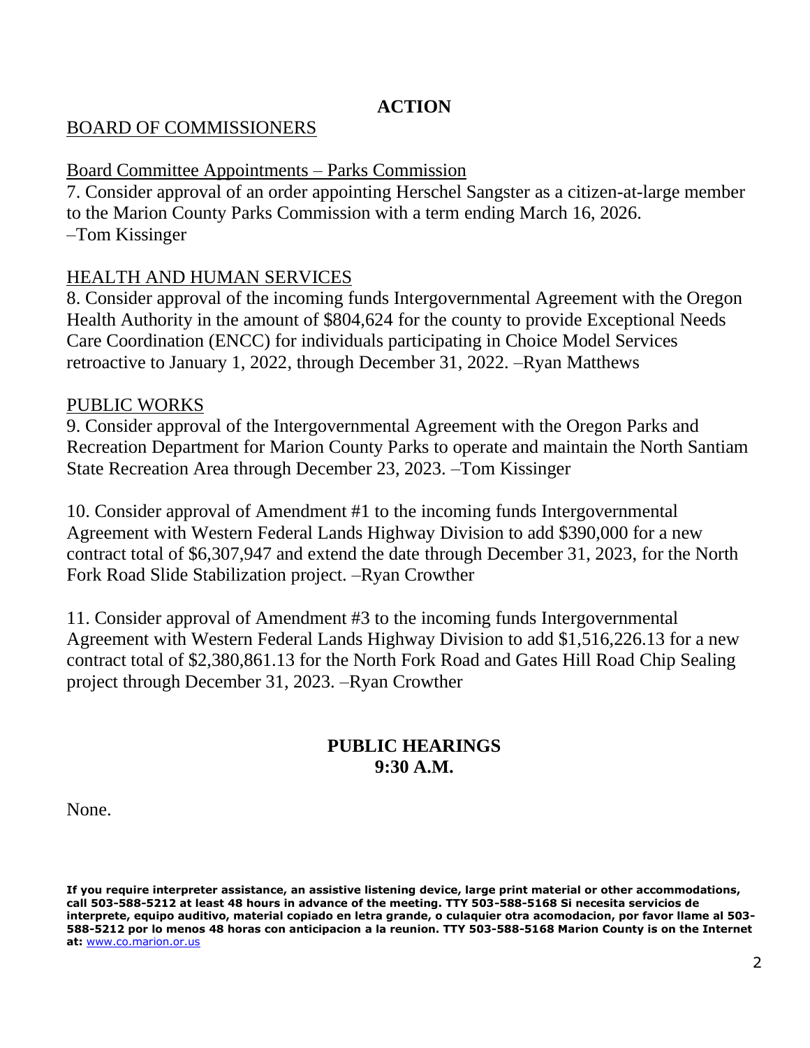## ACTION

BOARD OF COMMISSIONERS

Board Committee Appointments – Parks Commission

7. Consider approval of an order appointing Herschel Sangster as a citizen-at-large member to the Marion County Parks Commission with a term ending March 16, 2026. –Tom Kissinger

HEALTH AND HUMAN SERVICES

8. Consider approval of the incoming funds Intergovernmental Agreement with the Oregon Health Authority in the amount of $804,624 for the county to provide Exceptional Needs Care Coordination (ENCC) for individuals participating in Choice Model Services retroactive to January 1, 2022, through December 31, 2022. –Ryan Matthews

PUBLIC WORKS

9. Consider approval of the Intergovernmental Agreement with the Oregon Parks and Recreation Department for Marion County Parks to operate and maintain the North Santiam State Recreation Area through December 23, 2023. –Tom Kissinger

10. Consider approval of Amendment #1 to the incoming funds Intergovernmental Agreement with Western Federal Lands Highway Division to add $390,000 for a new contract total of $6,307,947 and extend the date through December 31, 2023, for the North Fork Road Slide Stabilization project. –Ryan Crowther

11. Consider approval of Amendment #3 to the incoming funds Intergovernmental Agreement with Western Federal Lands Highway Division to add $1,516,226.13 for a new contract total of $2,380,861.13 for the North Fork Road and Gates Hill Road Chip Sealing project through December 31, 2023. –Ryan Crowther

## PUBLIC HEARINGS
## 9:30 A.M.

None.

**If you require interpreter assistance, an assistive listening device, large print material or other accommodations, call 503-588-5212 at least 48 hours in advance of the meeting. TTY 503-588-5168 Si necesita servicios de interprete, equipo auditivo, material copiado en letra grande, o culaquier otra acomodacion, por favor llame al 503-588-5212 por lo menos 48 horas con anticipacion a la reunion. TTY 503-588-5168 Marion County is on the Internet at:** www.co.marion.or.us